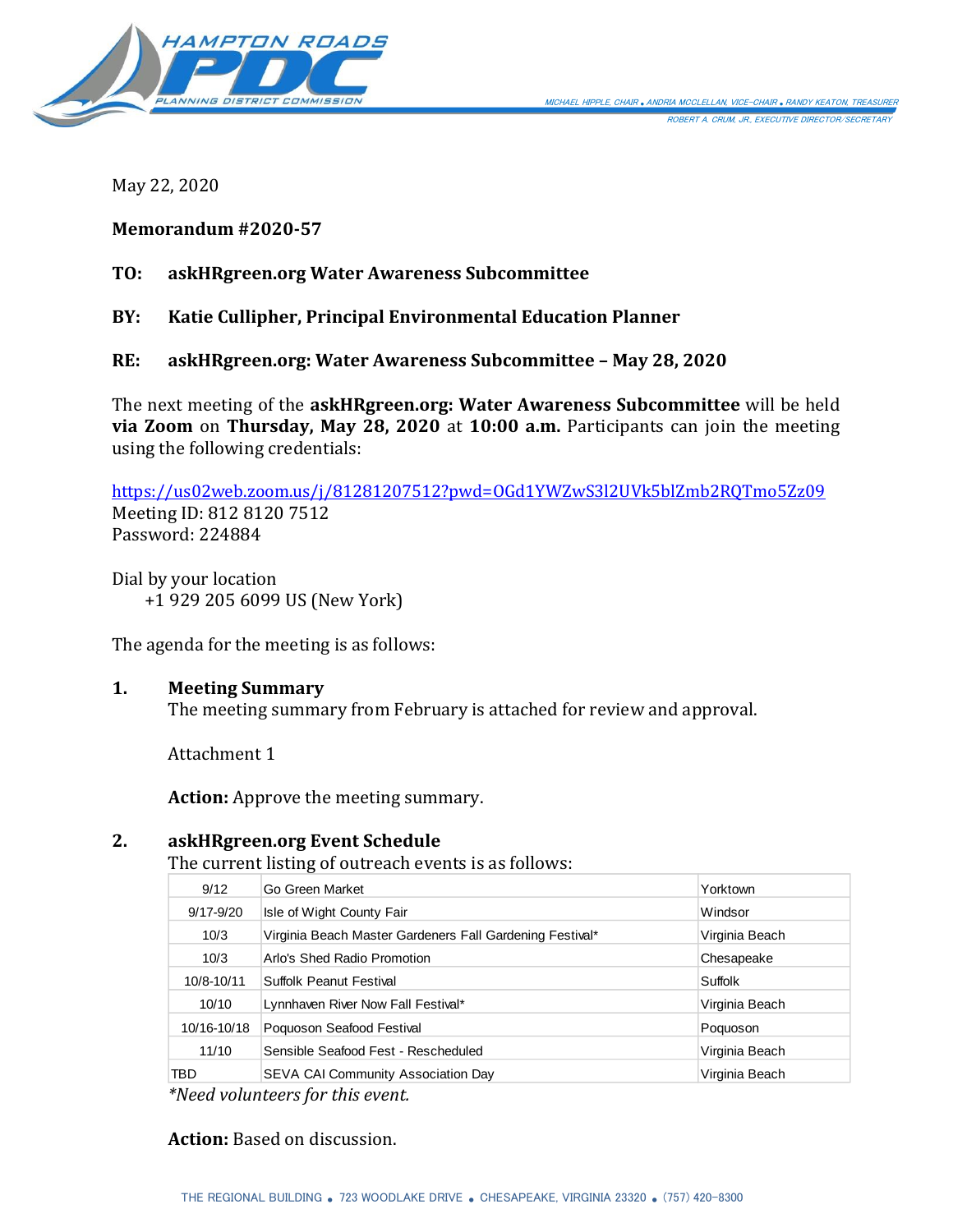HAMPTON ROADS PDC PLANNING DISTRICT COMMISSION

MICHAEL HIPPLE, CHAIR • ANDRIA MCCLELLAN, VICE-CHAIR • RANDY KEATON, TREASURER
ROBERT A. CRUM, JR., EXECUTIVE DIRECTOR/SECRETARY

May 22, 2020

**Memorandum #2020-57**

**TO: askHRgreen.org Water Awareness Subcommittee**

**BY: Katie Cullipher, Principal Environmental Education Planner**

**RE: askHRgreen.org: Water Awareness Subcommittee – May 28, 2020**

The next meeting of the **askHRgreen.org: Water Awareness Subcommittee** will be held **via Zoom** on **Thursday, May 28, 2020** at **10:00 a.m.** Participants can join the meeting using the following credentials:

https://us02web.zoom.us/j/81281207512?pwd=OGd1YWZwS3l2UVk5blZmb2RQTmo5Zz09
Meeting ID: 812 8120 7512
Password: 224884

Dial by your location
+1 929 205 6099 US (New York)

The agenda for the meeting is as follows:

**1. Meeting Summary**

The meeting summary from February is attached for review and approval.

Attachment 1

**Action:** Approve the meeting summary.

**2. askHRgreen.org Event Schedule**

The current listing of outreach events is as follows:

| | | |
|---|---|---|
| 9/12 | Go Green Market | Yorktown |
| 9/17-9/20 | Isle of Wight County Fair | Windsor |
| 10/3 | Virginia Beach Master Gardeners Fall Gardening Festival* | Virginia Beach |
| 10/3 | Arlo's Shed Radio Promotion | Chesapeake |
| 10/8-10/11 | Suffolk Peanut Festival | Suffolk |
| 10/10 | Lynnhaven River Now Fall Festival* | Virginia Beach |
| 10/16-10/18 | Poquoson Seafood Festival | Poquoson |
| 11/10 | Sensible Seafood Fest - Rescheduled | Virginia Beach |
| TBD | SEVA CAI Community Association Day | Virginia Beach |

*\*Need volunteers for this event.*

**Action:** Based on discussion.

THE REGIONAL BUILDING • 723 WOODLAKE DRIVE • CHESAPEAKE, VIRGINIA 23320 • (757) 420-8300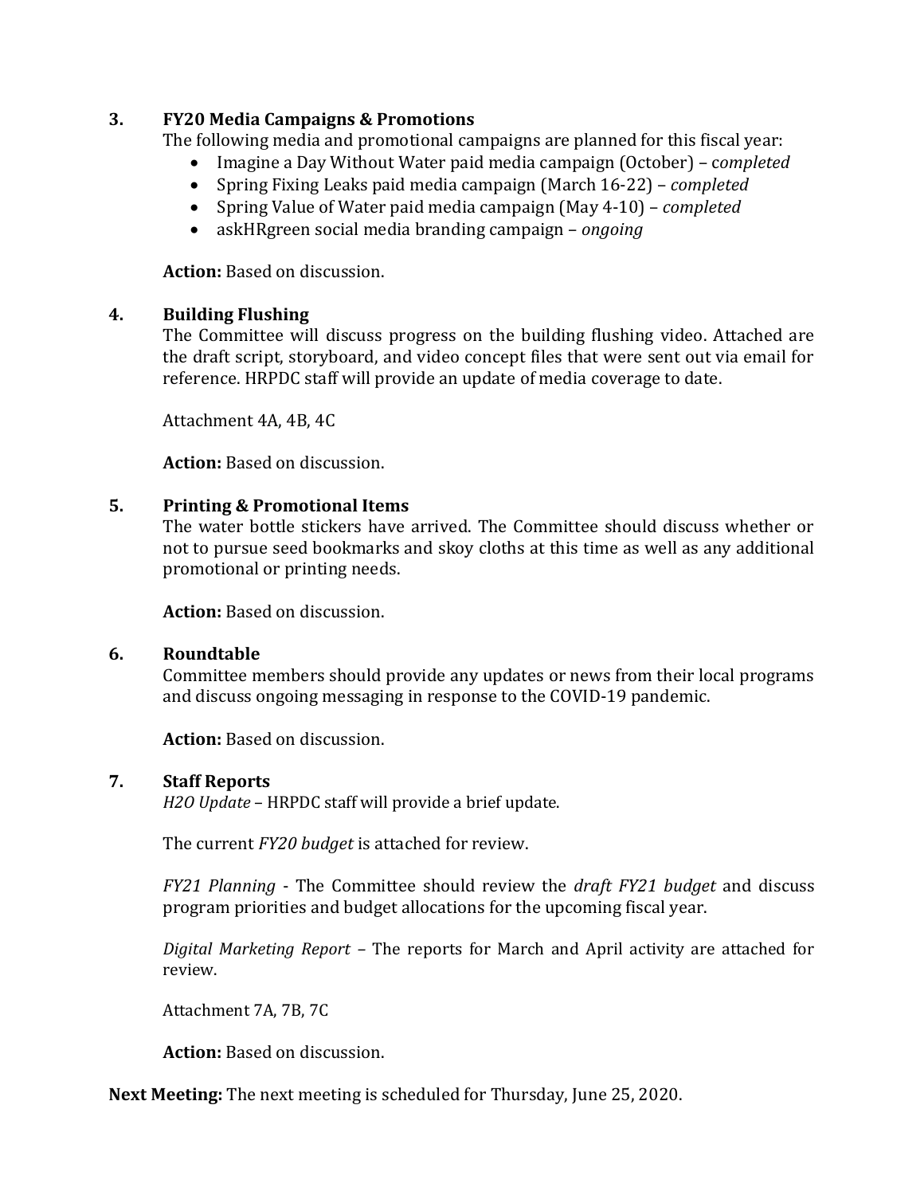3. **FY20 Media Campaigns & Promotions**

The following media and promotional campaigns are planned for this fiscal year:

- Imagine a Day Without Water paid media campaign (October) – c*ompleted*
- Spring Fixing Leaks paid media campaign (March 16-22) – *completed*
- Spring Value of Water paid media campaign (May 4-10) – *completed*
- askHRgreen social media branding campaign – *ongoing*

**Action:** Based on discussion.

4. **Building Flushing**

The Committee will discuss progress on the building flushing video. Attached are the draft script, storyboard, and video concept files that were sent out via email for reference. HRPDC staff will provide an update of media coverage to date.

Attachment 4A, 4B, 4C

**Action:** Based on discussion.

5. **Printing & Promotional Items**

The water bottle stickers have arrived. The Committee should discuss whether or not to pursue seed bookmarks and skoy cloths at this time as well as any additional promotional or printing needs.

**Action:** Based on discussion.

6. **Roundtable**

Committee members should provide any updates or news from their local programs and discuss ongoing messaging in response to the COVID-19 pandemic.

**Action:** Based on discussion.

7. **Staff Reports**

*H2O Update* – HRPDC staff will provide a brief update.

The current *FY20 budget* is attached for review.

*FY21 Planning* - The Committee should review the *draft FY21 budget* and discuss program priorities and budget allocations for the upcoming fiscal year.

*Digital Marketing Report* – The reports for March and April activity are attached for review.

Attachment 7A, 7B, 7C

**Action:** Based on discussion.

**Next Meeting:** The next meeting is scheduled for Thursday, June 25, 2020.